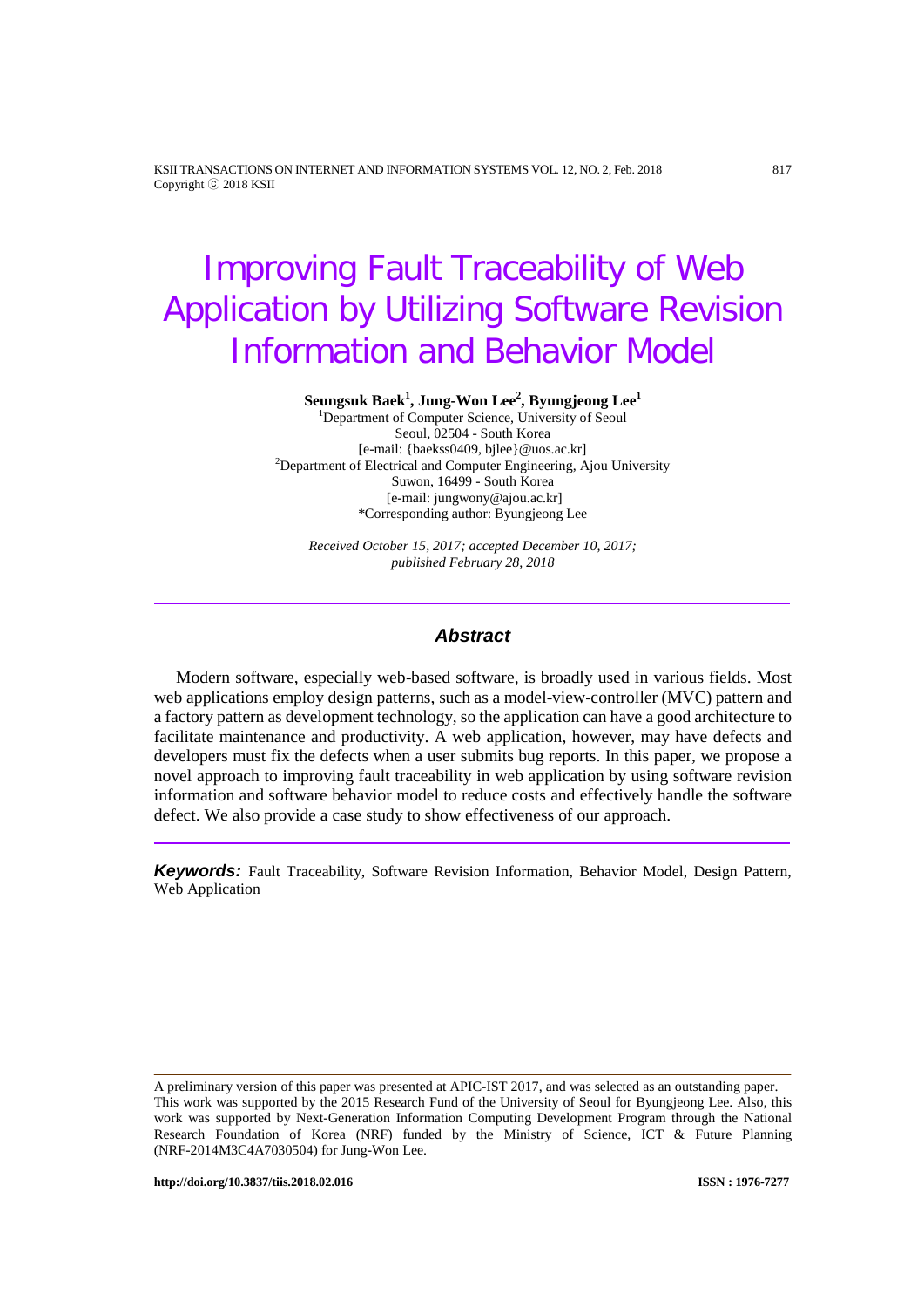# Improving Fault Traceability of Web Application by Utilizing Software Revision Information and Behavior Model

**Seungsuk Baek[1], Jung-Won Lee[2], Byungjeong Lee[1]**

[1]Department of Computer Science, University of Seoul
Seoul, 02504 - South Korea
[e-mail: {baekss0409, bjlee}@uos.ac.kr]
[2]Department of Electrical and Computer Engineering, Ajou University
Suwon, 16499 - South Korea
[e-mail: jungwony@ajou.ac.kr]
*Corresponding author: Byungjeong Lee

*Received October 15, 2017; accepted December 10, 2017; published February 28, 2018*

## Abstract

Modern software, especially web-based software, is broadly used in various fields. Most web applications employ design patterns, such as a model-view-controller (MVC) pattern and a factory pattern as development technology, so the application can have a good architecture to facilitate maintenance and productivity. A web application, however, may have defects and developers must fix the defects when a user submits bug reports. In this paper, we propose a novel approach to improving fault traceability in web application by using software revision information and software behavior model to reduce costs and effectively handle the software defect. We also provide a case study to show effectiveness of our approach.

***Keywords:*** Fault Traceability, Software Revision Information, Behavior Model, Design Pattern, Web Application

---

A preliminary version of this paper was presented at APIC-IST 2017, and was selected as an outstanding paper. This work was supported by the 2015 Research Fund of the University of Seoul for Byungjeong Lee. Also, this work was supported by Next-Generation Information Computing Development Program through the National Research Foundation of Korea (NRF) funded by the Ministry of Science, ICT & Future Planning (NRF-2014M3C4A7030504) for Jung-Won Lee.

**http://doi.org/10.3837/tiis.2018.02.016** **ISSN : 1976-7277**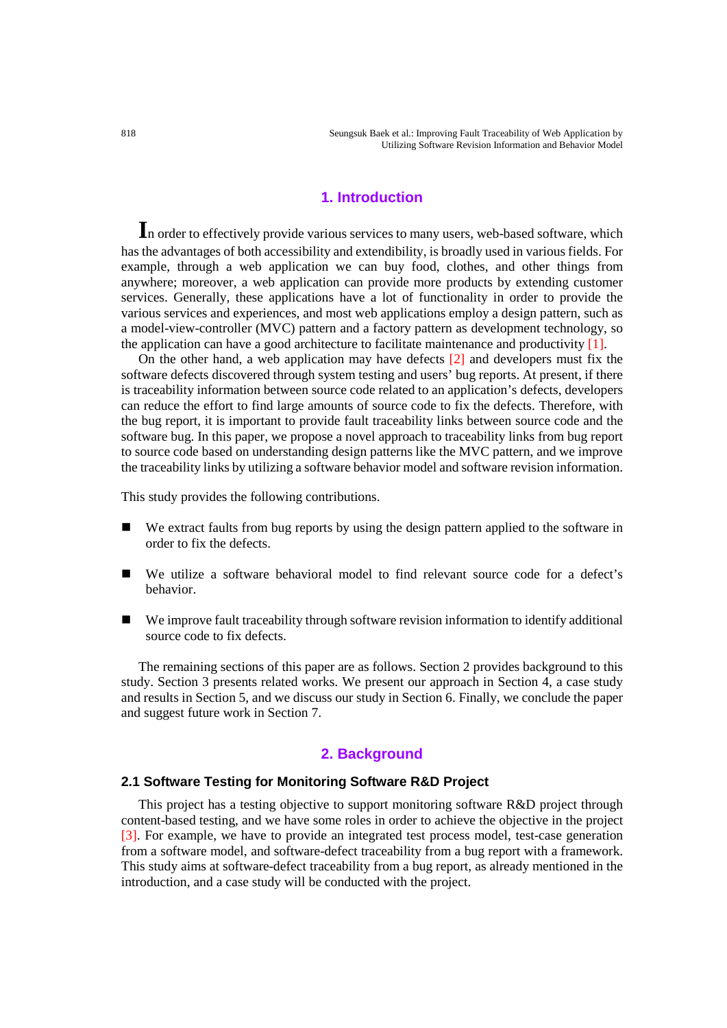## 1. Introduction

In order to effectively provide various services to many users, web-based software, which has the advantages of both accessibility and extendibility, is broadly used in various fields. For example, through a web application we can buy food, clothes, and other things from anywhere; moreover, a web application can provide more products by extending customer services. Generally, these applications have a lot of functionality in order to provide the various services and experiences, and most web applications employ a design pattern, such as a model-view-controller (MVC) pattern and a factory pattern as development technology, so the application can have a good architecture to facilitate maintenance and productivity [1].

On the other hand, a web application may have defects [2] and developers must fix the software defects discovered through system testing and users' bug reports. At present, if there is traceability information between source code related to an application's defects, developers can reduce the effort to find large amounts of source code to fix the defects. Therefore, with the bug report, it is important to provide fault traceability links between source code and the software bug. In this paper, we propose a novel approach to traceability links from bug report to source code based on understanding design patterns like the MVC pattern, and we improve the traceability links by utilizing a software behavior model and software revision information.

This study provides the following contributions.

- We extract faults from bug reports by using the design pattern applied to the software in order to fix the defects.
- We utilize a software behavioral model to find relevant source code for a defect's behavior.
- We improve fault traceability through software revision information to identify additional source code to fix defects.

The remaining sections of this paper are as follows. Section 2 provides background to this study. Section 3 presents related works. We present our approach in Section 4, a case study and results in Section 5, and we discuss our study in Section 6. Finally, we conclude the paper and suggest future work in Section 7.

## 2. Background

### 2.1 Software Testing for Monitoring Software R&D Project

This project has a testing objective to support monitoring software R&D project through content-based testing, and we have some roles in order to achieve the objective in the project [3]. For example, we have to provide an integrated test process model, test-case generation from a software model, and software-defect traceability from a bug report with a framework. This study aims at software-defect traceability from a bug report, as already mentioned in the introduction, and a case study will be conducted with the project.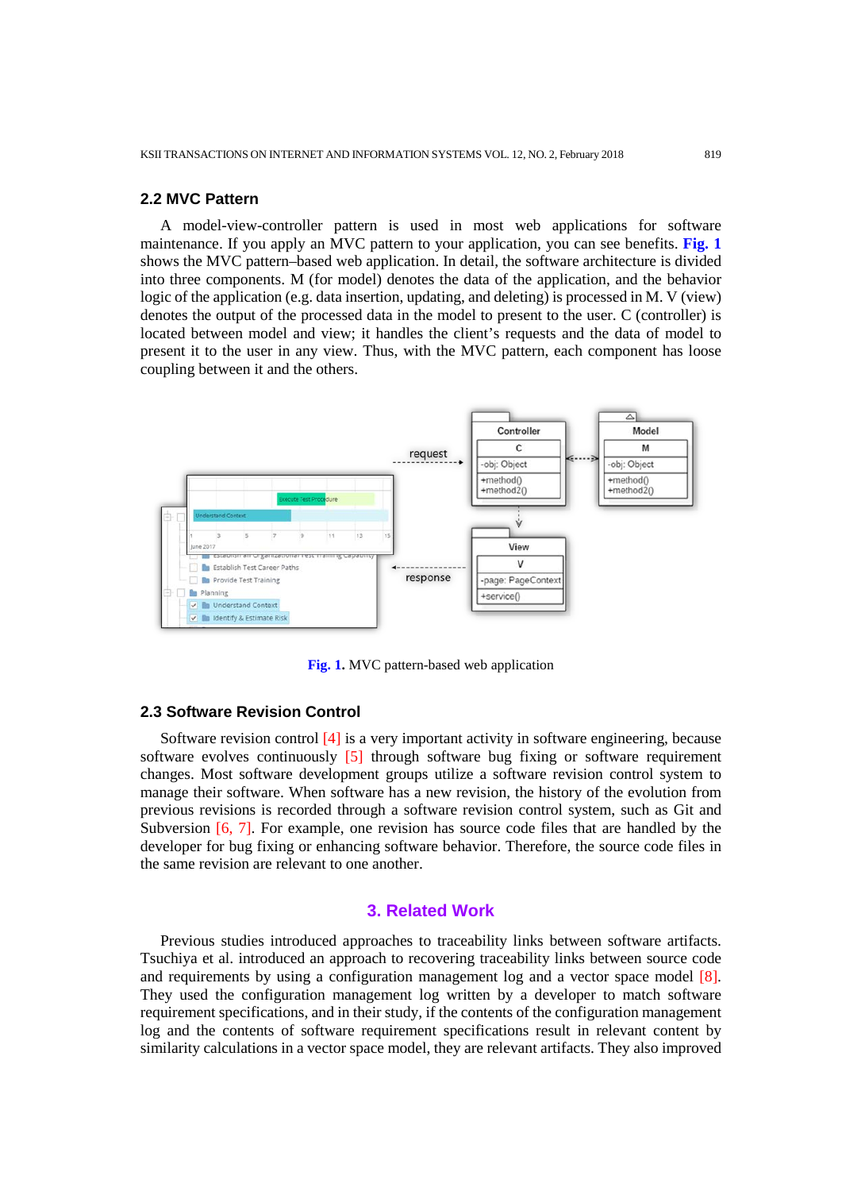## 2.2 MVC Pattern

A model-view-controller pattern is used in most web applications for software maintenance. If you apply an MVC pattern to your application, you can see benefits. **Fig. 1** shows the MVC pattern–based web application. In detail, the software architecture is divided into three components. M (for model) denotes the data of the application, and the behavior logic of the application (e.g. data insertion, updating, and deleting) is processed in M. V (view) denotes the output of the processed data in the model to present to the user. C (controller) is located between model and view; it handles the client's requests and the data of model to present it to the user in any view. Thus, with the MVC pattern, each component has loose coupling between it and the others.

**Fig. 1.** MVC pattern-based web application

## 2.3 Software Revision Control

Software revision control [4] is a very important activity in software engineering, because software evolves continuously [5] through software bug fixing or software requirement changes. Most software development groups utilize a software revision control system to manage their software. When software has a new revision, the history of the evolution from previous revisions is recorded through a software revision control system, such as Git and Subversion [6, 7]. For example, one revision has source code files that are handled by the developer for bug fixing or enhancing software behavior. Therefore, the source code files in the same revision are relevant to one another.

# 3. Related Work

Previous studies introduced approaches to traceability links between software artifacts. Tsuchiya et al. introduced an approach to recovering traceability links between source code and requirements by using a configuration management log and a vector space model [8]. They used the configuration management log written by a developer to match software requirement specifications, and in their study, if the contents of the configuration management log and the contents of software requirement specifications result in relevant content by similarity calculations in a vector space model, they are relevant artifacts. They also improved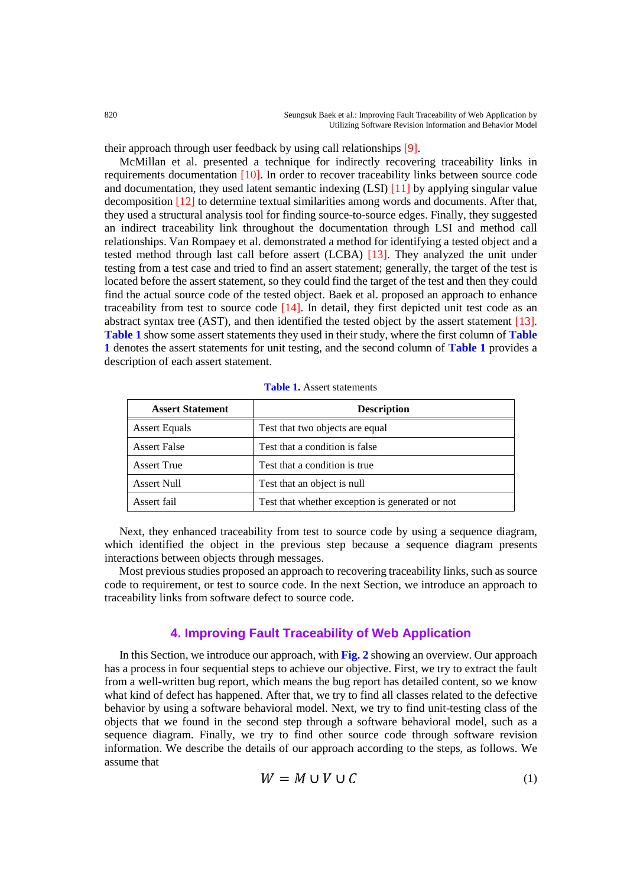their approach through user feedback by using call relationships [9].

McMillan et al. presented a technique for indirectly recovering traceability links in requirements documentation [10]. In order to recover traceability links between source code and documentation, they used latent semantic indexing (LSI) [11] by applying singular value decomposition [12] to determine textual similarities among words and documents. After that, they used a structural analysis tool for finding source-to-source edges. Finally, they suggested an indirect traceability link throughout the documentation through LSI and method call relationships. Van Rompaey et al. demonstrated a method for identifying a tested object and a tested method through last call before assert (LCBA) [13]. They analyzed the unit under testing from a test case and tried to find an assert statement; generally, the target of the test is located before the assert statement, so they could find the target of the test and then they could find the actual source code of the tested object. Baek et al. proposed an approach to enhance traceability from test to source code [14]. In detail, they first depicted unit test code as an abstract syntax tree (AST), and then identified the tested object by the assert statement [13]. **Table 1** show some assert statements they used in their study, where the first column of **Table 1** denotes the assert statements for unit testing, and the second column of **Table 1** provides a description of each assert statement.

**Table 1.** Assert statements

| Assert Statement | Description |
|---|---|
| Assert Equals | Test that two objects are equal |
| Assert False | Test that a condition is false |
| Assert True | Test that a condition is true |
| Assert Null | Test that an object is null |
| Assert fail | Test that whether exception is generated or not |

Next, they enhanced traceability from test to source code by using a sequence diagram, which identified the object in the previous step because a sequence diagram presents interactions between objects through messages.

Most previous studies proposed an approach to recovering traceability links, such as source code to requirement, or test to source code. In the next Section, we introduce an approach to traceability links from software defect to source code.

## 4. Improving Fault Traceability of Web Application

In this Section, we introduce our approach, with **Fig. 2** showing an overview. Our approach has a process in four sequential steps to achieve our objective. First, we try to extract the fault from a well-written bug report, which means the bug report has detailed content, so we know what kind of defect has happened. After that, we try to find all classes related to the defective behavior by using a software behavioral model. Next, we try to find unit-testing class of the objects that we found in the second step through a software behavioral model, such as a sequence diagram. Finally, we try to find other source code through software revision information. We describe the details of our approach according to the steps, as follows. We assume that

$$W = M \cup V \cup C \tag{1}$$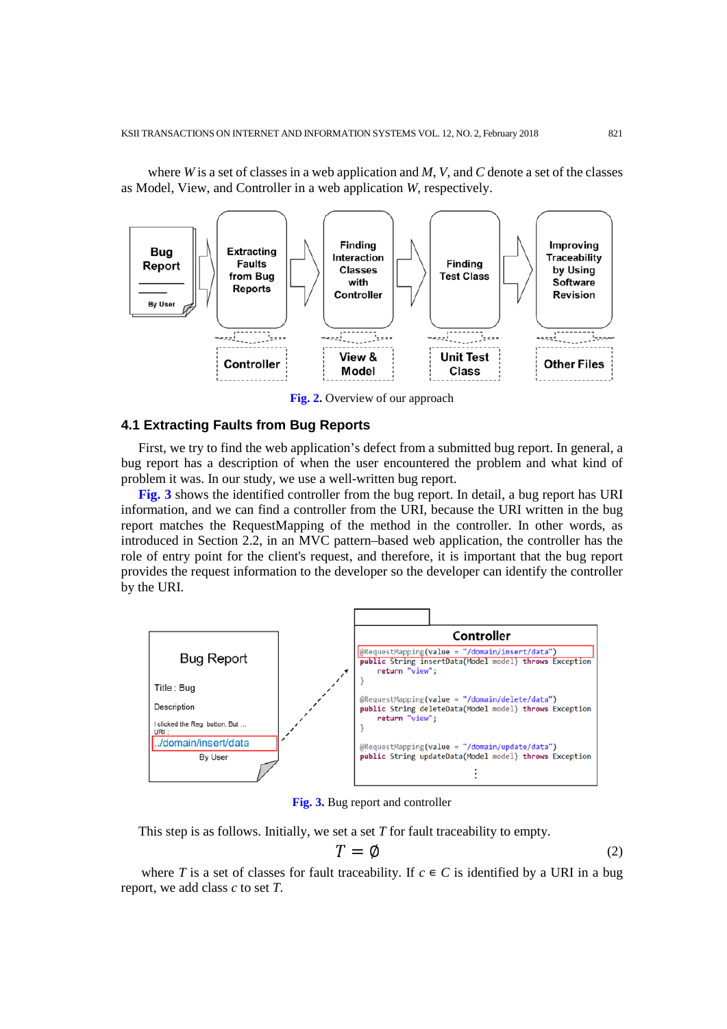where $W$ is a set of classes in a web application and $M$, $V$, and $C$ denote a set of the classes as Model, View, and Controller in a web application $W$, respectively.

**Fig. 2.** Overview of our approach

### 4.1 Extracting Faults from Bug Reports

First, we try to find the web application's defect from a submitted bug report. In general, a bug report has a description of when the user encountered the problem and what kind of problem it was. In our study, we use a well-written bug report.

**Fig. 3** shows the identified controller from the bug report. In detail, a bug report has URI information, and we can find a controller from the URI, because the URI written in the bug report matches the RequestMapping of the method in the controller. In other words, as introduced in Section 2.2, in an MVC pattern–based web application, the controller has the role of entry point for the client's request, and therefore, it is important that the bug report provides the request information to the developer so the developer can identify the controller by the URI.

**Fig. 3.** Bug report and controller

This step is as follows. Initially, we set a set $T$ for fault traceability to empty.

$$T = \emptyset \tag{2}$$

where $T$ is a set of classes for fault traceability. If $c \in C$ is identified by a URI in a bug report, we add class $c$ to set $T$.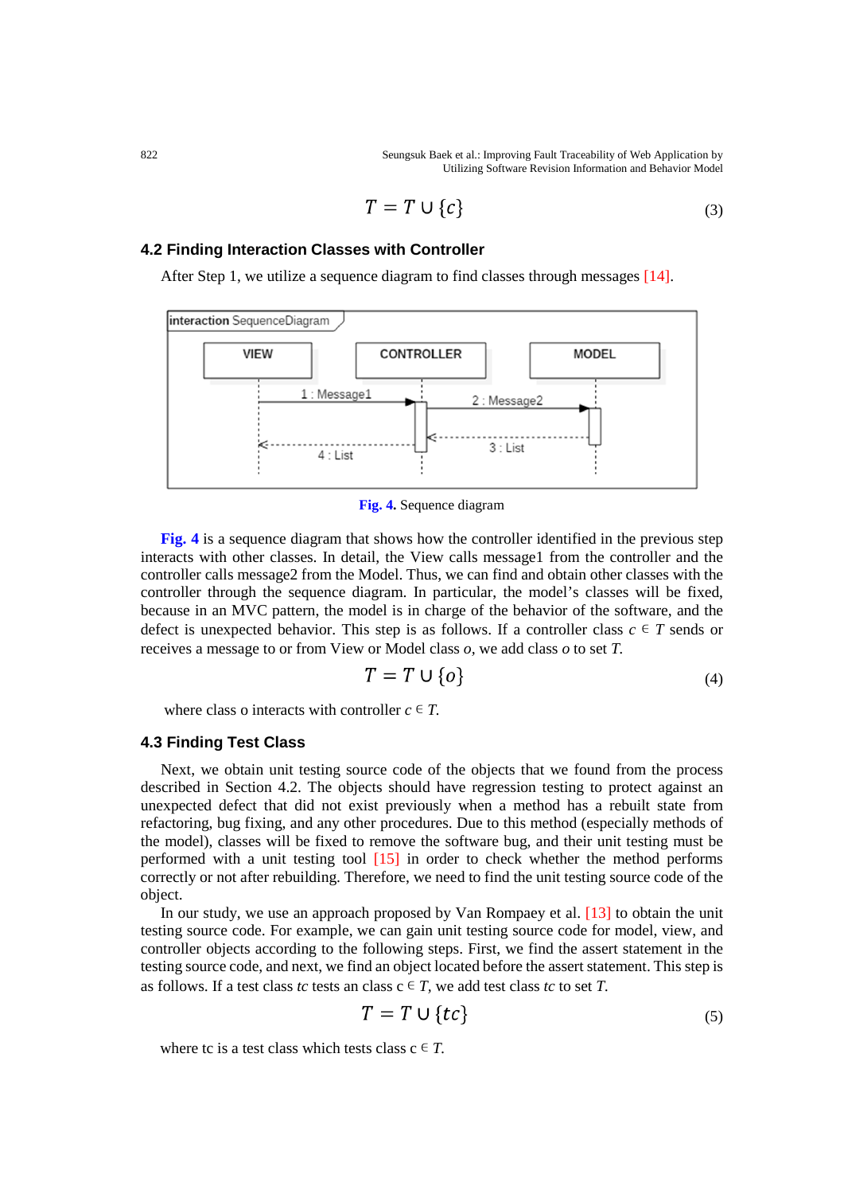$$T = T \cup \{c\} \tag{3}$$

### 4.2 Finding Interaction Classes with Controller

After Step 1, we utilize a sequence diagram to find classes through messages [14].

**Fig. 4.** Sequence diagram

**Fig. 4** is a sequence diagram that shows how the controller identified in the previous step interacts with other classes. In detail, the View calls message1 from the controller and the controller calls message2 from the Model. Thus, we can find and obtain other classes with the controller through the sequence diagram. In particular, the model's classes will be fixed, because in an MVC pattern, the model is in charge of the behavior of the software, and the defect is unexpected behavior. This step is as follows. If a controller class $c \in T$ sends or receives a message to or from View or Model class *o*, we add class *o* to set *T*.

$$T = T \cup \{o\} \tag{4}$$

where class o interacts with controller $c \in T$.

### 4.3 Finding Test Class

Next, we obtain unit testing source code of the objects that we found from the process described in Section 4.2. The objects should have regression testing to protect against an unexpected defect that did not exist previously when a method has a rebuilt state from refactoring, bug fixing, and any other procedures. Due to this method (especially methods of the model), classes will be fixed to remove the software bug, and their unit testing must be performed with a unit testing tool [15] in order to check whether the method performs correctly or not after rebuilding. Therefore, we need to find the unit testing source code of the object.

In our study, we use an approach proposed by Van Rompaey et al. [13] to obtain the unit testing source code. For example, we can gain unit testing source code for model, view, and controller objects according to the following steps. First, we find the assert statement in the testing source code, and next, we find an object located before the assert statement. This step is as follows. If a test class *tc* tests an class $c \in T$, we add test class *tc* to set *T*.

$$T = T \cup \{tc\} \tag{5}$$

where tc is a test class which tests class $c \in T$.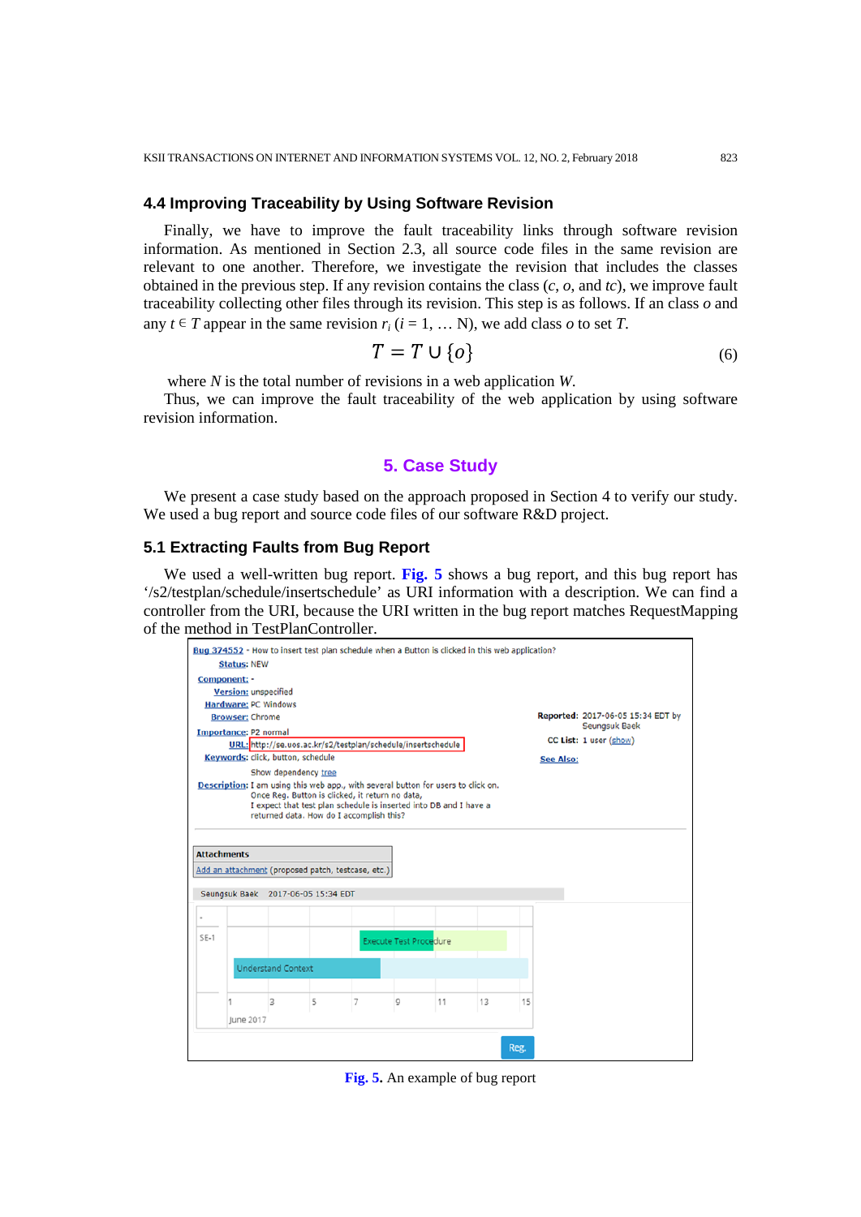## 4.4 Improving Traceability by Using Software Revision

Finally, we have to improve the fault traceability links through software revision information. As mentioned in Section 2.3, all source code files in the same revision are relevant to one another. Therefore, we investigate the revision that includes the classes obtained in the previous step. If any revision contains the class ($c$, $o$, and $tc$), we improve fault traceability collecting other files through its revision. This step is as follows. If an class $o$ and any $t \in T$ appear in the same revision $r_i$ ($i$ = 1, … N), we add class $o$ to set $T$.

$$T = T \cup \{o\} \tag{6}$$

where $N$ is the total number of revisions in a web application $W$.

Thus, we can improve the fault traceability of the web application by using software revision information.

# 5. Case Study

We present a case study based on the approach proposed in Section 4 to verify our study. We used a bug report and source code files of our software R&D project.

## 5.1 Extracting Faults from Bug Report

We used a well-written bug report. **Fig. 5** shows a bug report, and this bug report has '/s2/testplan/schedule/insertschedule' as URI information with a description. We can find a controller from the URI, because the URI written in the bug report matches RequestMapping of the method in TestPlanController.

**Fig. 5.** An example of bug report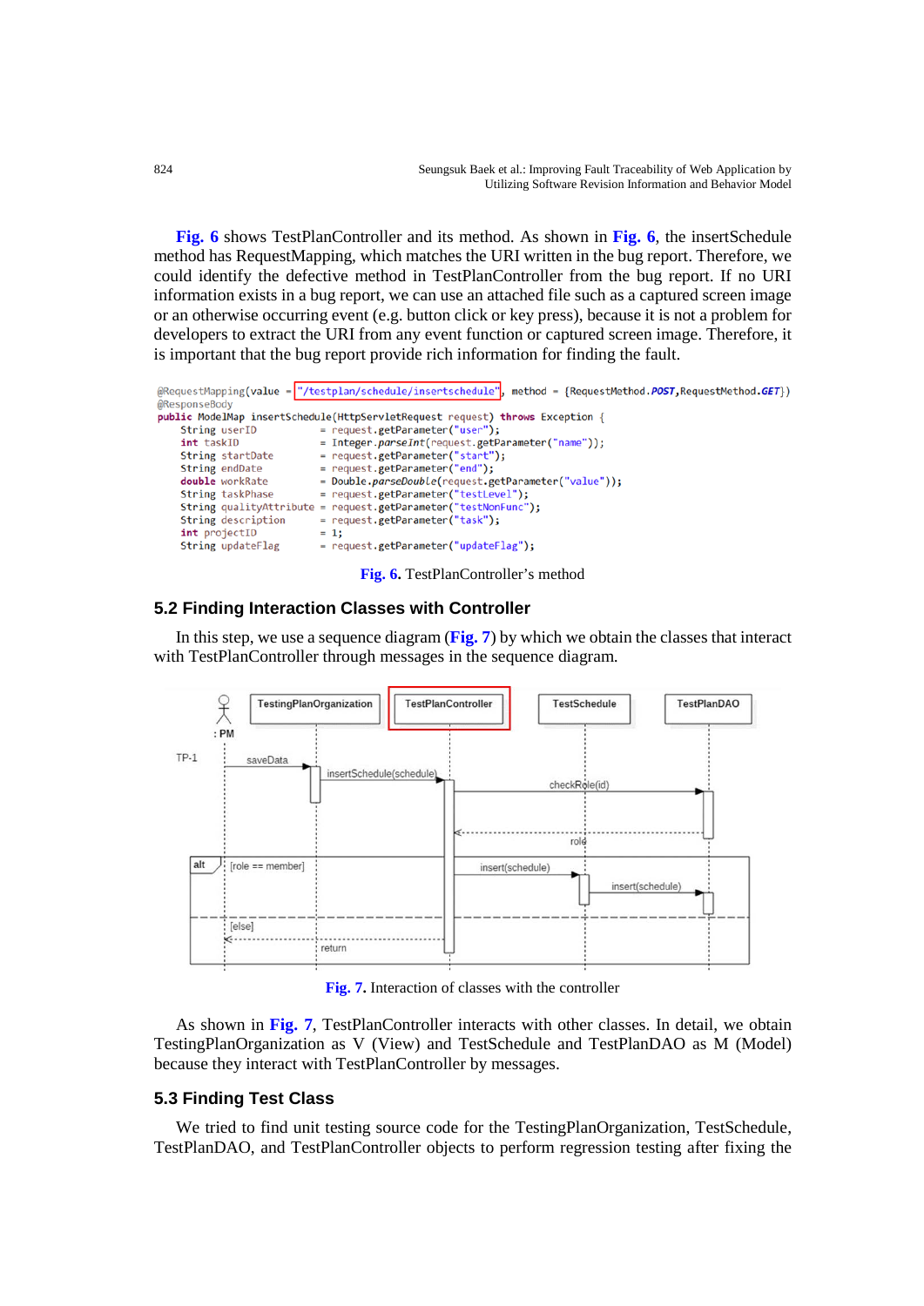Fig. 6 shows TestPlanController and its method. As shown in Fig. 6, the insertSchedule method has RequestMapping, which matches the URI written in the bug report. Therefore, we could identify the defective method in TestPlanController from the bug report. If no URI information exists in a bug report, we can use an attached file such as a captured screen image or an otherwise occurring event (e.g. button click or key press), because it is not a problem for developers to extract the URI from any event function or captured screen image. Therefore, it is important that the bug report provide rich information for finding the fault.

```
@RequestMapping(value = "/testplan/schedule/insertschedule", method = {RequestMethod.POST,RequestMethod.GET})
@ResponseBody
public ModelMap insertSchedule(HttpServletRequest request) throws Exception {
    String userID           = request.getParameter("user");
    int taskID              = Integer.parseInt(request.getParameter("name"));
    String startDate        = request.getParameter("start");
    String endDate          = request.getParameter("end");
    double workRate         = Double.parseDouble(request.getParameter("value"));
    String taskPhase        = request.getParameter("testLevel");
    String qualityAttribute = request.getParameter("testNonFunc");
    String description      = request.getParameter("task");
    int projectID           = 1;
    String updateFlag       = request.getParameter("updateFlag");
```

Fig. 6. TestPlanController's method

### 5.2 Finding Interaction Classes with Controller

In this step, we use a sequence diagram (Fig. 7) by which we obtain the classes that interact with TestPlanController through messages in the sequence diagram.

Fig. 7. Interaction of classes with the controller

As shown in Fig. 7, TestPlanController interacts with other classes. In detail, we obtain TestingPlanOrganization as V (View) and TestSchedule and TestPlanDAO as M (Model) because they interact with TestPlanController by messages.

### 5.3 Finding Test Class

We tried to find unit testing source code for the TestingPlanOrganization, TestSchedule, TestPlanDAO, and TestPlanController objects to perform regression testing after fixing the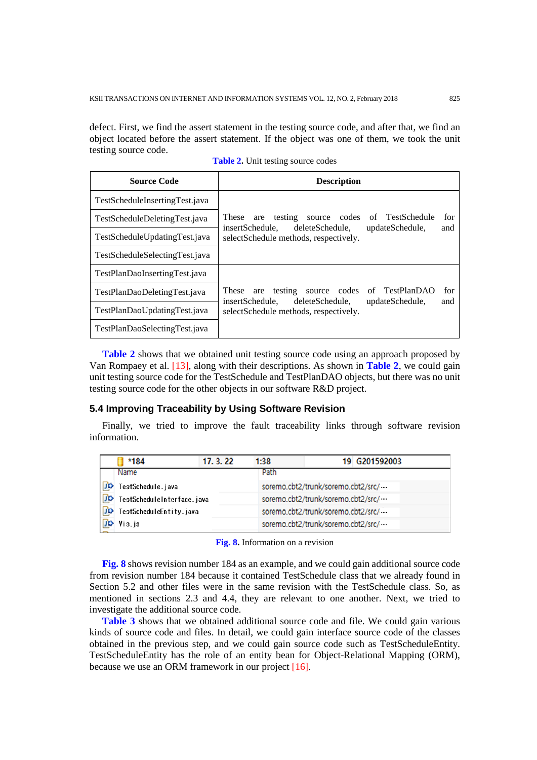defect. First, we find the assert statement in the testing source code, and after that, we find an object located before the assert statement. If the object was one of them, we took the unit testing source code.

**Table 2.** Unit testing source codes

| Source Code | Description |
|---|---|
| TestScheduleInsertingTest.java | These are testing source codes of TestSchedule for insertSchedule, deleteSchedule, updateSchedule, and selectSchedule methods, respectively. |
| TestScheduleDeletingTest.java | |
| TestScheduleUpdatingTest.java | |
| TestScheduleSelectingTest.java | |
| TestPlanDaoInsertingTest.java | These are testing source codes of TestPlanDAO for insertSchedule, deleteSchedule, updateSchedule, and selectSchedule methods, respectively. |
| TestPlanDaoDeletingTest.java | |
| TestPlanDaoUpdatingTest.java | |
| TestPlanDaoSelectingTest.java | |

**Table 2** shows that we obtained unit testing source code using an approach proposed by Van Rompaey et al. [13], along with their descriptions. As shown in **Table 2**, we could gain unit testing source code for the TestSchedule and TestPlanDAO objects, but there was no unit testing source code for the other objects in our software R&D project.

### 5.4 Improving Traceability by Using Software Revision

Finally, we tried to improve the fault traceability links through software revision information.

| *184 | 17. 3. 22 | 1:38 | 19 G201592003 |
|---|---|---|---|
| Name | | Path | |
| TestSchedule.java | | soremo.cbt2/trunk/soremo.cbt2/src/.... | |
| TestScheduleInterface.java | | soremo.cbt2/trunk/soremo.cbt2/src/.... | |
| TestScheduleEntity.java | | soremo.cbt2/trunk/soremo.cbt2/src/.... | |
| Vis.js | | soremo.cbt2/trunk/soremo.cbt2/src/.... | |

**Fig. 8.** Information on a revision

**Fig. 8** shows revision number 184 as an example, and we could gain additional source code from revision number 184 because it contained TestSchedule class that we already found in Section 5.2 and other files were in the same revision with the TestSchedule class. So, as mentioned in sections 2.3 and 4.4, they are relevant to one another. Next, we tried to investigate the additional source code.

**Table 3** shows that we obtained additional source code and file. We could gain various kinds of source code and files. In detail, we could gain interface source code of the classes obtained in the previous step, and we could gain source code such as TestScheduleEntity. TestScheduleEntity has the role of an entity bean for Object-Relational Mapping (ORM), because we use an ORM framework in our project [16].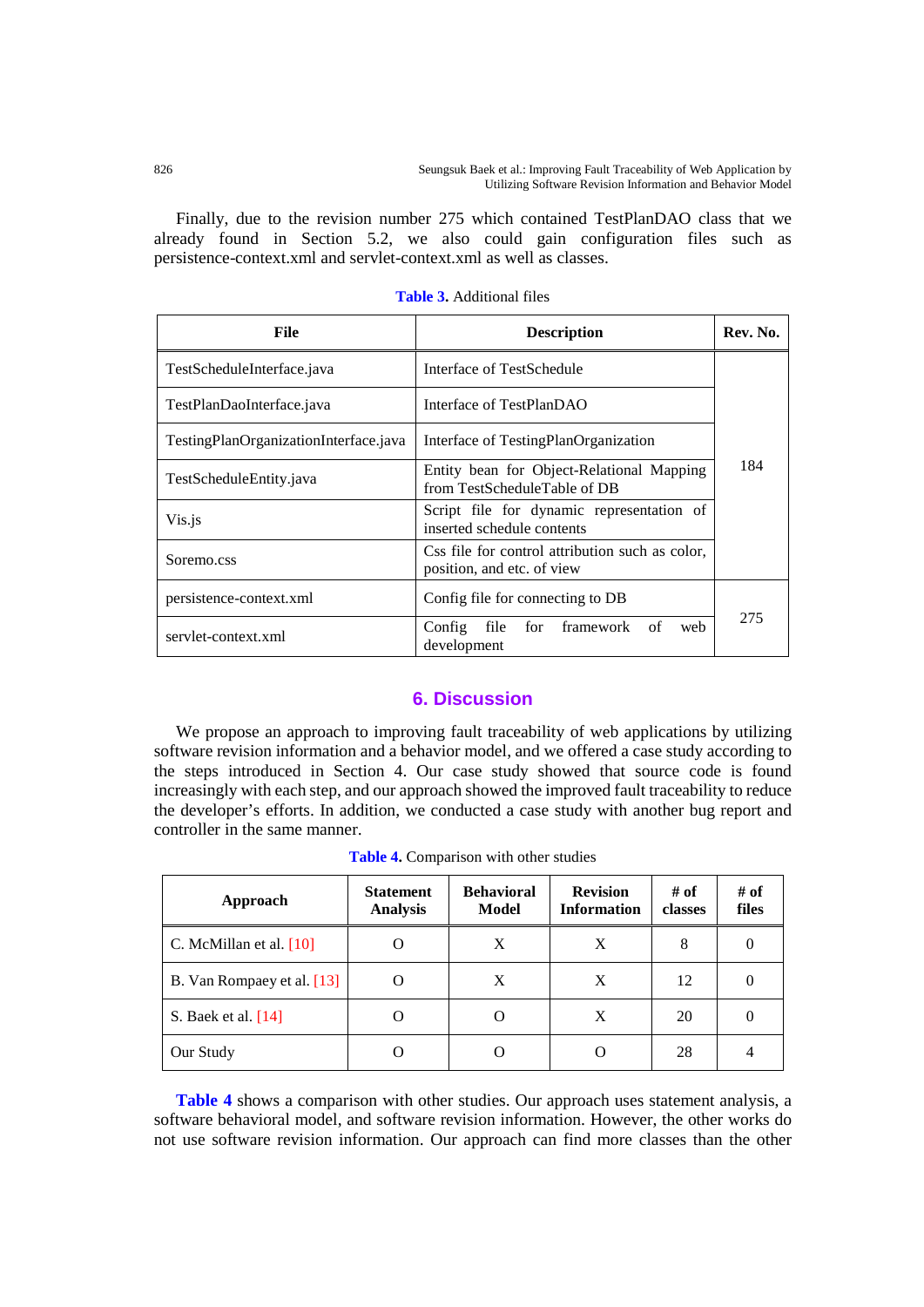Finally, due to the revision number 275 which contained TestPlanDAO class that we already found in Section 5.2, we also could gain configuration files such as persistence-context.xml and servlet-context.xml as well as classes.

**Table 3.** Additional files

| File | Description | Rev. No. |
|---|---|---|
| TestScheduleInterface.java | Interface of TestSchedule | 184 |
| TestPlanDaoInterface.java | Interface of TestPlanDAO | |
| TestingPlanOrganizationInterface.java | Interface of TestingPlanOrganization | |
| TestScheduleEntity.java | Entity bean for Object-Relational Mapping from TestScheduleTable of DB | |
| Vis.js | Script file for dynamic representation of inserted schedule contents | |
| Soremo.css | Css file for control attribution such as color, position, and etc. of view | |
| persistence-context.xml | Config file for connecting to DB | 275 |
| servlet-context.xml | Config file for framework of web development | |

## 6. Discussion

We propose an approach to improving fault traceability of web applications by utilizing software revision information and a behavior model, and we offered a case study according to the steps introduced in Section 4. Our case study showed that source code is found increasingly with each step, and our approach showed the improved fault traceability to reduce the developer's efforts. In addition, we conducted a case study with another bug report and controller in the same manner.

**Table 4.** Comparison with other studies

| Approach | Statement Analysis | Behavioral Model | Revision Information | # of classes | # of files |
|---|---|---|---|---|---|
| C. McMillan et al. [10] | O | X | X | 8 | 0 |
| B. Van Rompaey et al. [13] | O | X | X | 12 | 0 |
| S. Baek et al. [14] | O | O | X | 20 | 0 |
| Our Study | O | O | O | 28 | 4 |

**Table 4** shows a comparison with other studies. Our approach uses statement analysis, a software behavioral model, and software revision information. However, the other works do not use software revision information. Our approach can find more classes than the other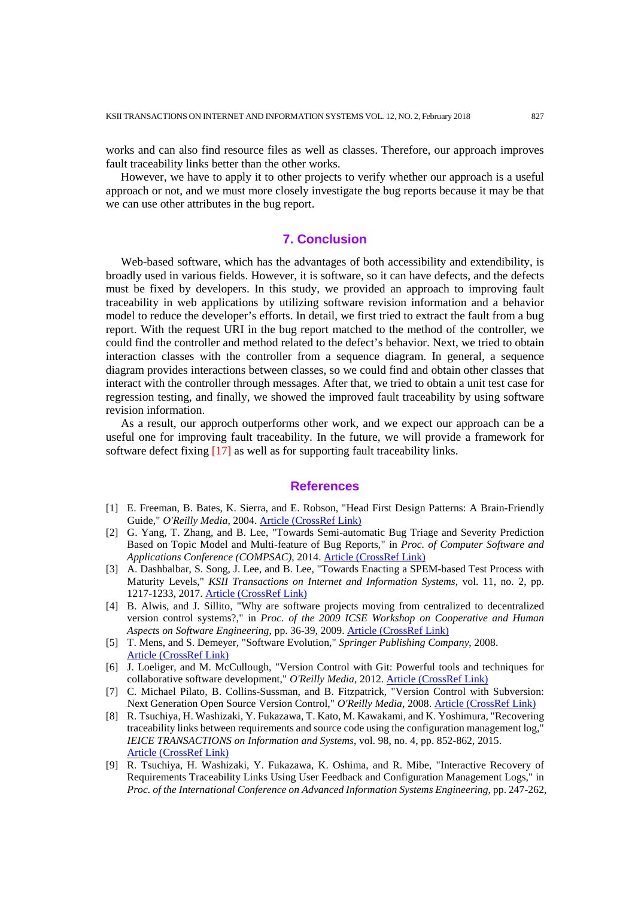works and can also find resource files as well as classes. Therefore, our approach improves fault traceability links better than the other works.

However, we have to apply it to other projects to verify whether our approach is a useful approach or not, and we must more closely investigate the bug reports because it may be that we can use other attributes in the bug report.

## 7. Conclusion

Web-based software, which has the advantages of both accessibility and extendibility, is broadly used in various fields. However, it is software, so it can have defects, and the defects must be fixed by developers. In this study, we provided an approach to improving fault traceability in web applications by utilizing software revision information and a behavior model to reduce the developer's efforts. In detail, we first tried to extract the fault from a bug report. With the request URI in the bug report matched to the method of the controller, we could find the controller and method related to the defect's behavior. Next, we tried to obtain interaction classes with the controller from a sequence diagram. In general, a sequence diagram provides interactions between classes, so we could find and obtain other classes that interact with the controller through messages. After that, we tried to obtain a unit test case for regression testing, and finally, we showed the improved fault traceability by using software revision information.

As a result, our approch outperforms other work, and we expect our approach can be a useful one for improving fault traceability. In the future, we will provide a framework for software defect fixing [17] as well as for supporting fault traceability links.

## References

[1] E. Freeman, B. Bates, K. Sierra, and E. Robson, "Head First Design Patterns: A Brain-Friendly Guide," *O'Reilly Media*, 2004. Article (CrossRef Link)

[2] G. Yang, T. Zhang, and B. Lee, "Towards Semi-automatic Bug Triage and Severity Prediction Based on Topic Model and Multi-feature of Bug Reports," in *Proc. of Computer Software and Applications Conference (COMPSAC)*, 2014. Article (CrossRef Link)

[3] A. Dashbalbar, S. Song, J. Lee, and B. Lee, "Towards Enacting a SPEM-based Test Process with Maturity Levels," *KSII Transactions on Internet and Information Systems*, vol. 11, no. 2, pp. 1217-1233, 2017. Article (CrossRef Link)

[4] B. Alwis, and J. Sillito, "Why are software projects moving from centralized to decentralized version control systems?," in *Proc. of the 2009 ICSE Workshop on Cooperative and Human Aspects on Software Engineering*, pp. 36-39, 2009. Article (CrossRef Link)

[5] T. Mens, and S. Demeyer, "Software Evolution," *Springer Publishing Company*, 2008. Article (CrossRef Link)

[6] J. Loeliger, and M. McCullough, "Version Control with Git: Powerful tools and techniques for collaborative software development," *O'Reilly Media*, 2012. Article (CrossRef Link)

[7] C. Michael Pilato, B. Collins-Sussman, and B. Fitzpatrick, "Version Control with Subversion: Next Generation Open Source Version Control," *O'Reilly Media*, 2008. Article (CrossRef Link)

[8] R. Tsuchiya, H. Washizaki, Y. Fukazawa, T. Kato, M. Kawakami, and K. Yoshimura, "Recovering traceability links between requirements and source code using the configuration management log," *IEICE TRANSACTIONS on Information and Systems*, vol. 98, no. 4, pp. 852-862, 2015. Article (CrossRef Link)

[9] R. Tsuchiya, H. Washizaki, Y. Fukazawa, K. Oshima, and R. Mibe, "Interactive Recovery of Requirements Traceability Links Using User Feedback and Configuration Management Logs," in *Proc. of the International Conference on Advanced Information Systems Engineering*, pp. 247-262,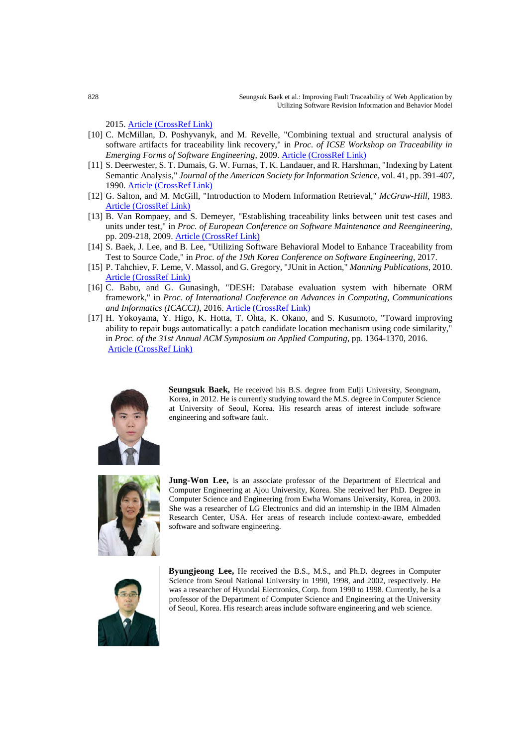2015. Article (CrossRef Link)

[10] C. McMillan, D. Poshyvanyk, and M. Revelle, "Combining textual and structural analysis of software artifacts for traceability link recovery," in *Proc. of ICSE Workshop on Traceability in Emerging Forms of Software Engineering*, 2009. Article (CrossRef Link)

[11] S. Deerwester, S. T. Dumais, G. W. Furnas, T. K. Landauer, and R. Harshman, "Indexing by Latent Semantic Analysis," *Journal of the American Society for Information Science*, vol. 41, pp. 391-407, 1990. Article (CrossRef Link)

[12] G. Salton, and M. McGill, "Introduction to Modern Information Retrieval," *McGraw-Hill*, 1983. Article (CrossRef Link)

[13] B. Van Rompaey, and S. Demeyer, "Establishing traceability links between unit test cases and units under test," in *Proc. of European Conference on Software Maintenance and Reengineering*, pp. 209-218, 2009. Article (CrossRef Link)

[14] S. Baek, J. Lee, and B. Lee, "Utilizing Software Behavioral Model to Enhance Traceability from Test to Source Code," in *Proc. of the 19th Korea Conference on Software Engineering*, 2017.

[15] P. Tahchiev, F. Leme, V. Massol, and G. Gregory, "JUnit in Action," *Manning Publications*, 2010. Article (CrossRef Link)

[16] C. Babu, and G. Gunasingh, "DESH: Database evaluation system with hibernate ORM framework," in *Proc. of International Conference on Advances in Computing, Communications and Informatics (ICACCI)*, 2016. Article (CrossRef Link)

[17] H. Yokoyama, Y. Higo, K. Hotta, T. Ohta, K. Okano, and S. Kusumoto, "Toward improving ability to repair bugs automatically: a patch candidate location mechanism using code similarity," in *Proc. of the 31st Annual ACM Symposium on Applied Computing*, pp. 1364-1370, 2016. Article (CrossRef Link)

**Seungsuk Baek,** He received his B.S. degree from Eulji University, Seongnam, Korea, in 2012. He is currently studying toward the M.S. degree in Computer Science at University of Seoul, Korea. His research areas of interest include software engineering and software fault.

**Jung-Won Lee,** is an associate professor of the Department of Electrical and Computer Engineering at Ajou University, Korea. She received her PhD. Degree in Computer Science and Engineering from Ewha Womans University, Korea, in 2003. She was a researcher of LG Electronics and did an internship in the IBM Almaden Research Center, USA. Her areas of research include context-aware, embedded software and software engineering.

**Byungjeong Lee,** He received the B.S., M.S., and Ph.D. degrees in Computer Science from Seoul National University in 1990, 1998, and 2002, respectively. He was a researcher of Hyundai Electronics, Corp. from 1990 to 1998. Currently, he is a professor of the Department of Computer Science and Engineering at the University of Seoul, Korea. His research areas include software engineering and web science.